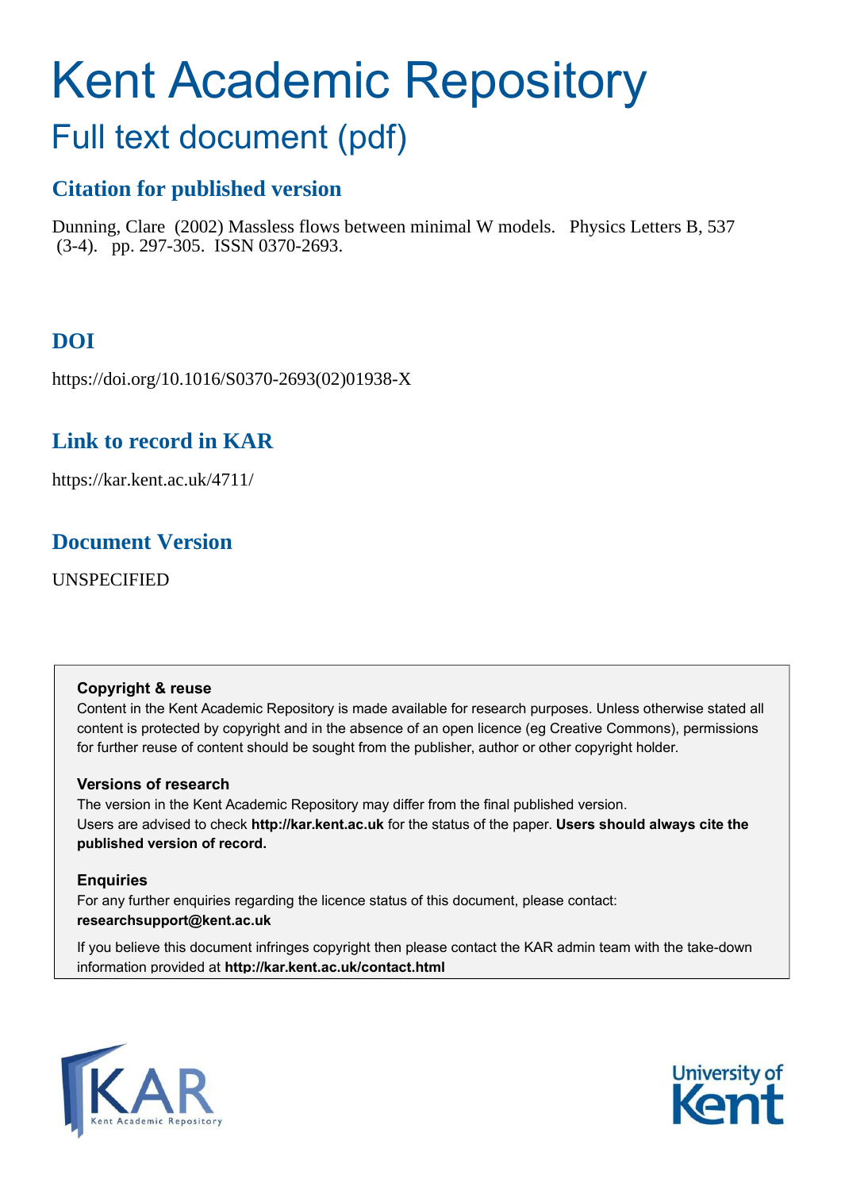# Kent Academic Repository

## Full text document (pdf)

### Citation for published version

Dunning, Clare (2002) Massless flows between minimal W models. Physics Letters B, 537 (3-4). pp. 297-305. ISSN 0370-2693.

### DOI

https://doi.org/10.1016/S0370-2693(02)01938-X

### Link to record in KAR

https://kar.kent.ac.uk/4711/

### Document Version

UNSPECIFIED

**Copyright & reuse**

Content in the Kent Academic Repository is made available for research purposes. Unless otherwise stated all content is protected by copyright and in the absence of an open licence (eg Creative Commons), permissions for further reuse of content should be sought from the publisher, author or other copyright holder.

**Versions of research**

The version in the Kent Academic Repository may differ from the final published version. Users are advised to check **http://kar.kent.ac.uk** for the status of the paper. **Users should always cite the published version of record.**

**Enquiries**

For any further enquiries regarding the licence status of this document, please contact: **researchsupport@kent.ac.uk**

If you believe this document infringes copyright then please contact the KAR admin team with the take-down information provided at **http://kar.kent.ac.uk/contact.html**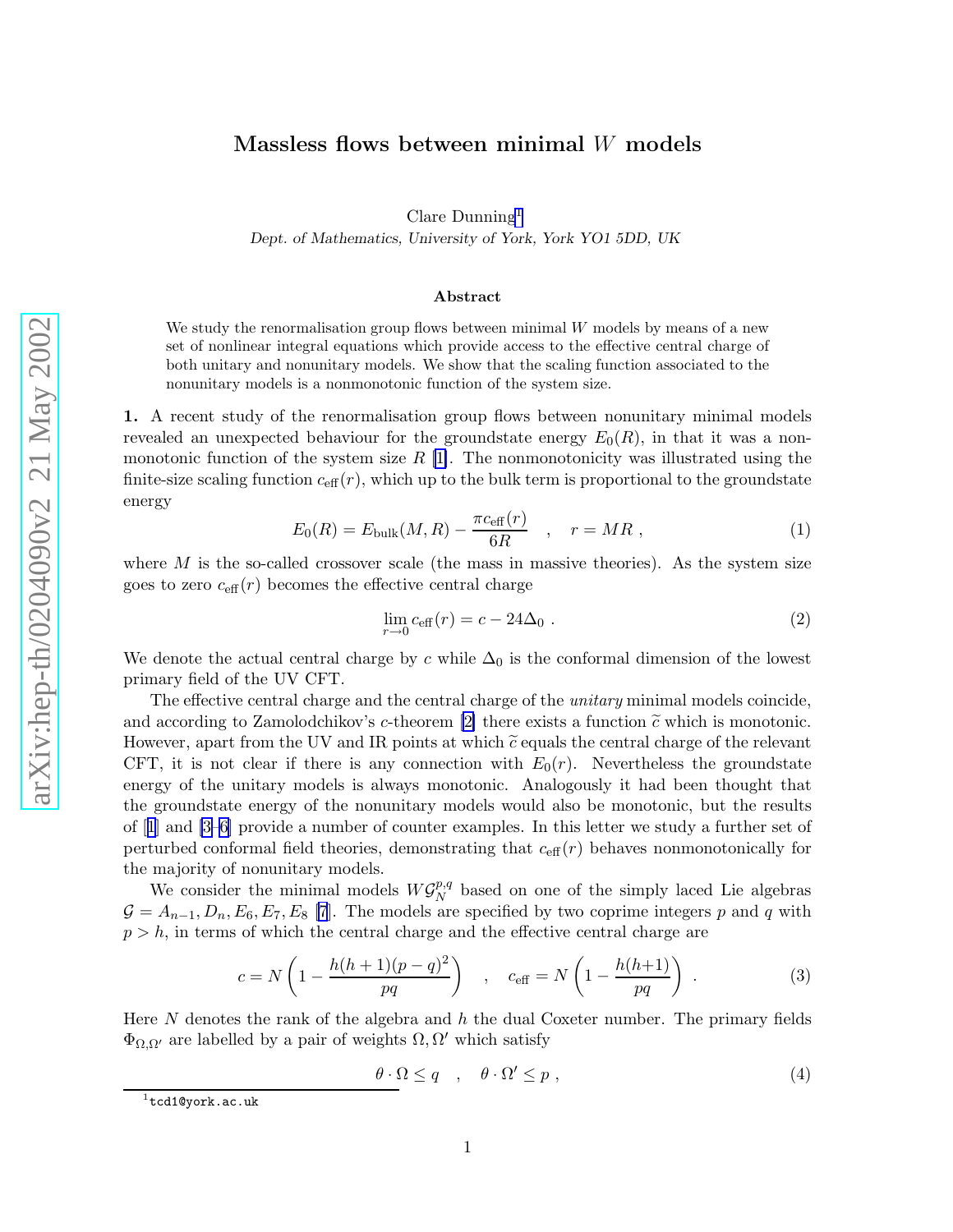# Massless flows between minimal $W$ models

Clare Dunning[1]

*Dept. of Mathematics, University of York, York YO1 5DD, UK*

### Abstract

We study the renormalisation group flows between minimal $W$ models by means of a new set of nonlinear integral equations which provide access to the effective central charge of both unitary and nonunitary models. We show that the scaling function associated to the nonunitary models is a nonmonotonic function of the system size.

**1.** A recent study of the renormalisation group flows between nonunitary minimal models revealed an unexpected behaviour for the groundstate energy $E_0(R)$, in that it was a nonmonotonic function of the system size $R$ [1]. The nonmonotonicity was illustrated using the finite-size scaling function $c_{\rm eff}(r)$, which up to the bulk term is proportional to the groundstate energy

$$E_0(R) = E_{\rm bulk}(M,R) - \frac{\pi c_{\rm eff}(r)}{6R} \quad , \quad r = MR \; , \tag{1}$$

where $M$ is the so-called crossover scale (the mass in massive theories). As the system size goes to zero $c_{\rm eff}(r)$ becomes the effective central charge

$$\lim_{r\to 0} c_{\rm eff}(r) = c - 24\Delta_0 \; . \tag{2}$$

We denote the actual central charge by $c$ while $\Delta_0$ is the conformal dimension of the lowest primary field of the UV CFT.

The effective central charge and the central charge of the *unitary* minimal models coincide, and according to Zamolodchikov's $c$-theorem [2] there exists a function $\widetilde{c}$ which is monotonic. However, apart from the UV and IR points at which $\widetilde{c}$ equals the central charge of the relevant CFT, it is not clear if there is any connection with $E_0(r)$. Nevertheless the groundstate energy of the unitary models is always monotonic. Analogously it had been thought that the groundstate energy of the nonunitary models would also be monotonic, but the results of [1] and [3–6] provide a number of counter examples. In this letter we study a further set of perturbed conformal field theories, demonstrating that $c_{\rm eff}(r)$ behaves nonmonotonically for the majority of nonunitary models.

We consider the minimal models $W\mathcal{G}_N^{p,q}$ based on one of the simply laced Lie algebras $\mathcal{G} = A_{n-1}, D_n, E_6, E_7, E_8$ [7]. The models are specified by two coprime integers $p$ and $q$ with $p > h$, in terms of which the central charge and the effective central charge are

$$c = N\left(1 - \frac{h(h+1)(p-q)^2}{pq}\right) \quad , \quad c_{\rm eff} = N\left(1 - \frac{h(h+1)}{pq}\right) \; . \tag{3}$$

Here $N$ denotes the rank of the algebra and $h$ the dual Coxeter number. The primary fields $\Phi_{\Omega,\Omega'}$ are labelled by a pair of weights $\Omega, \Omega'$ which satisfy

$$\theta\cdot\Omega \le q \quad , \quad \theta\cdot\Omega' \le p \; , \tag{4}$$

[1] tcd1@york.ac.uk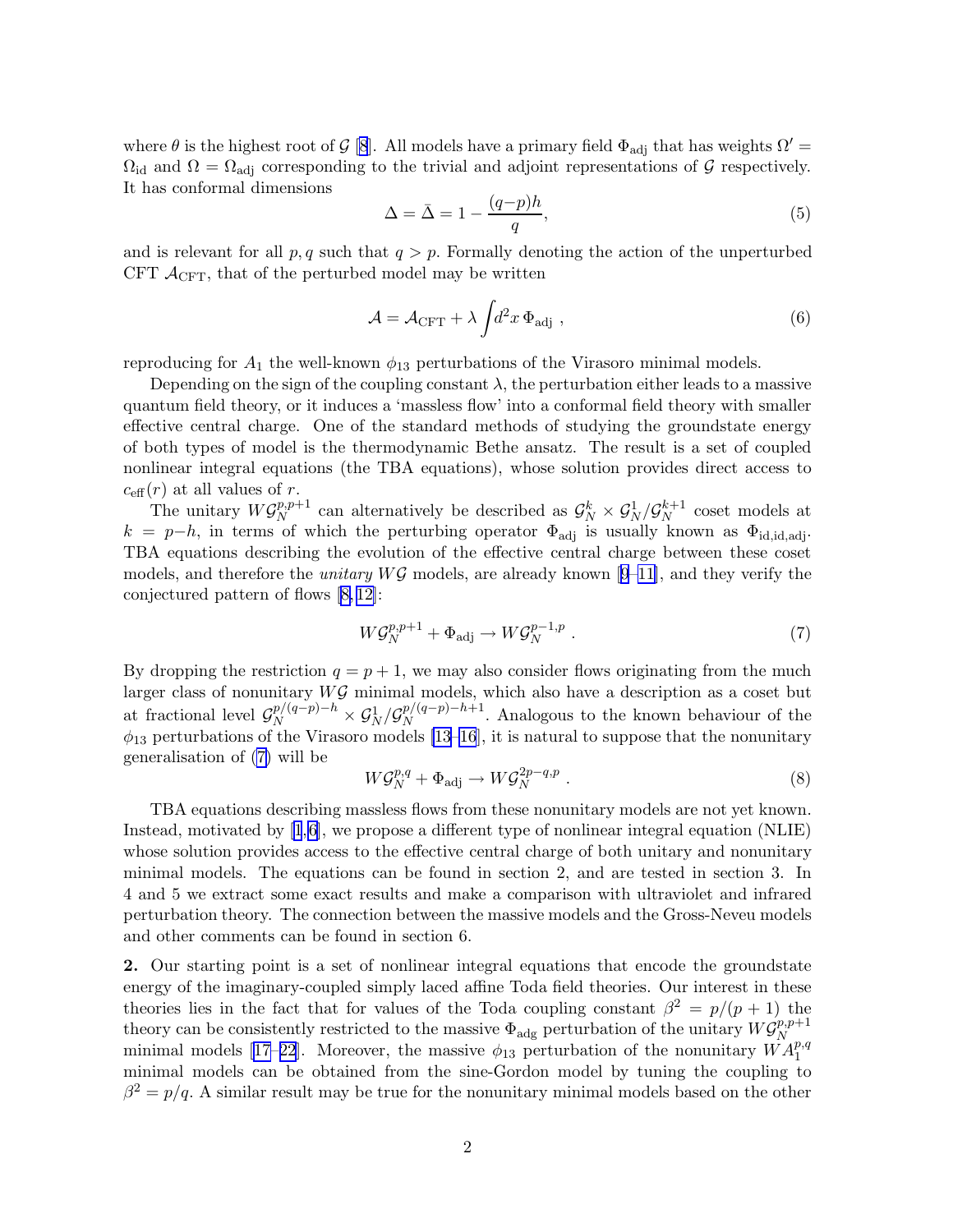where $\theta$ is the highest root of $\mathcal{G}$ [8]. All models have a primary field $\Phi_{\rm adj}$ that has weights $\Omega' = \Omega_{\rm id}$ and $\Omega = \Omega_{\rm adj}$ corresponding to the trivial and adjoint representations of $\mathcal{G}$ respectively. It has conformal dimensions

$$\Delta = \bar{\Delta} = 1 - \frac{(q-p)h}{q}, \tag{5}$$

and is relevant for all $p, q$ such that $q > p$. Formally denoting the action of the unperturbed CFT $\mathcal{A}_{\rm CFT}$, that of the perturbed model may be written

$$\mathcal{A} = \mathcal{A}_{\rm CFT} + \lambda \int d^2x \, \Phi_{\rm adj} \;, \tag{6}$$

reproducing for $A_1$ the well-known $\phi_{13}$ perturbations of the Virasoro minimal models.

Depending on the sign of the coupling constant $\lambda$, the perturbation either leads to a massive quantum field theory, or it induces a 'massless flow' into a conformal field theory with smaller effective central charge. One of the standard methods of studying the groundstate energy of both types of model is the thermodynamic Bethe ansatz. The result is a set of coupled nonlinear integral equations (the TBA equations), whose solution provides direct access to $c_{\rm eff}(r)$ at all values of $r$.

The unitary $W\mathcal{G}_N^{p,p+1}$ can alternatively be described as $\mathcal{G}_N^k \times \mathcal{G}_N^1 / \mathcal{G}_N^{k+1}$ coset models at $k = p - h$, in terms of which the perturbing operator $\Phi_{\rm adj}$ is usually known as $\Phi_{\rm id,id,adj}$. TBA equations describing the evolution of the effective central charge between these coset models, and therefore the *unitary* $W\mathcal{G}$ models, are already known [9–11], and they verify the conjectured pattern of flows [8,12]:

$$W\mathcal{G}_N^{p,p+1} + \Phi_{\rm adj} \to W\mathcal{G}_N^{p-1,p} \;. \tag{7}$$

By dropping the restriction $q = p+1$, we may also consider flows originating from the much larger class of nonunitary $W\mathcal{G}$ minimal models, which also have a description as a coset but at fractional level $\mathcal{G}_N^{p/(q-p)-h} \times \mathcal{G}_N^1 / \mathcal{G}_N^{p/(q-p)-h+1}$. Analogous to the known behaviour of the $\phi_{13}$ perturbations of the Virasoro models [13–16], it is natural to suppose that the nonunitary generalisation of (7) will be

$$W\mathcal{G}_N^{p,q} + \Phi_{\rm adj} \to W\mathcal{G}_N^{2p-q,p} \;. \tag{8}$$

TBA equations describing massless flows from these nonunitary models are not yet known. Instead, motivated by [1,6], we propose a different type of nonlinear integral equation (NLIE) whose solution provides access to the effective central charge of both unitary and nonunitary minimal models. The equations can be found in section 2, and are tested in section 3. In 4 and 5 we extract some exact results and make a comparison with ultraviolet and infrared perturbation theory. The connection between the massive models and the Gross-Neveu models and other comments can be found in section 6.

**2.** Our starting point is a set of nonlinear integral equations that encode the groundstate energy of the imaginary-coupled simply laced affine Toda field theories. Our interest in these theories lies in the fact that for values of the Toda coupling constant $\beta^2 = p/(p+1)$ the theory can be consistently restricted to the massive $\Phi_{\rm adg}$ perturbation of the unitary $W\mathcal{G}_N^{p,p+1}$ minimal models [17–22]. Moreover, the massive $\phi_{13}$ perturbation of the nonunitary $WA_1^{p,q}$ minimal models can be obtained from the sine-Gordon model by tuning the coupling to $\beta^2 = p/q$. A similar result may be true for the nonunitary minimal models based on the other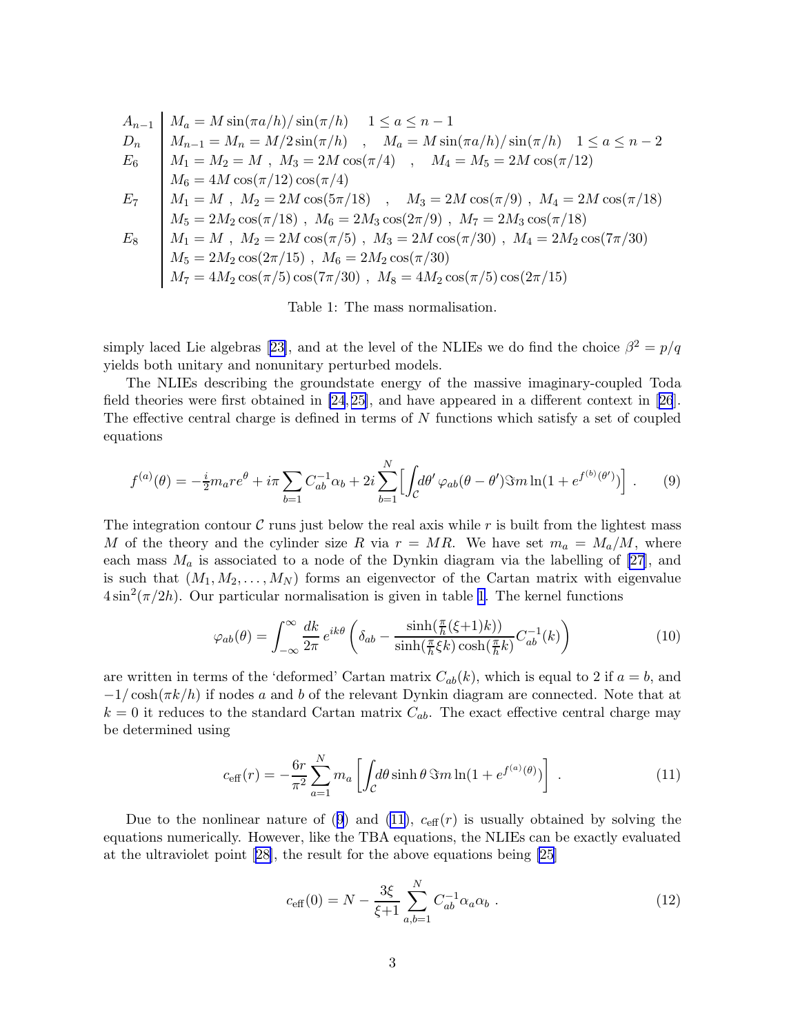| | |
|---|---|
| $A_{n-1}$ | $M_a = M\sin(\pi a/h)/\sin(\pi/h) \quad 1 \leq a \leq n-1$ |
| $D_n$ | $M_{n-1} = M_n = M/2\sin(\pi/h) \quad , \quad M_a = M\sin(\pi a/h)/\sin(\pi/h) \quad 1 \leq a \leq n-2$ |
| $E_6$ | $M_1 = M_2 = M \ , \ M_3 = 2M\cos(\pi/4) \quad , \quad M_4 = M_5 = 2M\cos(\pi/12)$ |
| | $M_6 = 4M\cos(\pi/12)\cos(\pi/4)$ |
| $E_7$ | $M_1 = M \ , \ M_2 = 2M\cos(5\pi/18) \quad , \quad M_3 = 2M\cos(\pi/9) \ , \ M_4 = 2M\cos(\pi/18)$ |
| | $M_5 = 2M_2\cos(\pi/18) \ , \ M_6 = 2M_3\cos(2\pi/9) \ , \ M_7 = 2M_3\cos(\pi/18)$ |
| $E_8$ | $M_1 = M \ , \ M_2 = 2M\cos(\pi/5) \ , \ M_3 = 2M\cos(\pi/30) \ , \ M_4 = 2M_2\cos(7\pi/30)$ |
| | $M_5 = 2M_2\cos(2\pi/15) \ , \ M_6 = 2M_2\cos(\pi/30)$ |
| | $M_7 = 4M_2\cos(\pi/5)\cos(7\pi/30) \ , \ M_8 = 4M_2\cos(\pi/5)\cos(2\pi/15)$ |

Table 1: The mass normalisation.

simply laced Lie algebras [23], and at the level of the NLIEs we do find the choice $\beta^2 = p/q$ yields both unitary and nonunitary perturbed models.

The NLIEs describing the groundstate energy of the massive imaginary-coupled Toda field theories were first obtained in [24,25], and have appeared in a different context in [26]. The effective central charge is defined in terms of $N$ functions which satisfy a set of coupled equations

$$f^{(a)}(\theta) = -\tfrac{i}{2} m_a r e^{\theta} + i\pi \sum_{b=1}^{N} C^{-1}_{ab}\alpha_b + 2i \sum_{b=1}^{N} \Big[ \int_{\mathcal{C}} d\theta' \, \varphi_{ab}(\theta-\theta') \Im m \ln(1+e^{f^{(b)}(\theta')}) \Big] \ . \qquad (9)$$

The integration contour $\mathcal{C}$ runs just below the real axis while $r$ is built from the lightest mass $M$ of the theory and the cylinder size $R$ via $r = MR$. We have set $m_a = M_a/M$, where each mass $M_a$ is associated to a node of the Dynkin diagram via the labelling of [27], and is such that $(M_1, M_2, \ldots, M_N)$ forms an eigenvector of the Cartan matrix with eigenvalue $4\sin^2(\pi/2h)$. Our particular normalisation is given in table 1. The kernel functions

$$\varphi_{ab}(\theta) = \int_{-\infty}^{\infty} \frac{dk}{2\pi} \, e^{ik\theta} \left( \delta_{ab} - \frac{\sinh(\frac{\pi}{h}(\xi+1)k))}{\sinh(\frac{\pi}{h}\xi k)\cosh(\frac{\pi}{h}k)} C^{-1}_{ab}(k) \right) \qquad (10)$$

are written in terms of the 'deformed' Cartan matrix $C_{ab}(k)$, which is equal to 2 if $a = b$, and $-1/\cosh(\pi k/h)$ if nodes $a$ and $b$ of the relevant Dynkin diagram are connected. Note that at $k = 0$ it reduces to the standard Cartan matrix $C_{ab}$. The exact effective central charge may be determined using

$$c_{\rm eff}(r) = -\frac{6r}{\pi^2} \sum_{a=1}^{N} m_a \left[ \int_{\mathcal{C}} d\theta \sinh\theta \, \Im m \ln(1+e^{f^{(a)}(\theta)}) \right] \ . \qquad (11)$$

Due to the nonlinear nature of (9) and (11), $c_{\rm eff}(r)$ is usually obtained by solving the equations numerically. However, like the TBA equations, the NLIEs can be exactly evaluated at the ultraviolet point [28], the result for the above equations being [25]

$$c_{\rm eff}(0) = N - \frac{3\xi}{\xi+1} \sum_{a,b=1}^{N} C^{-1}_{ab}\alpha_a\alpha_b \ . \qquad (12)$$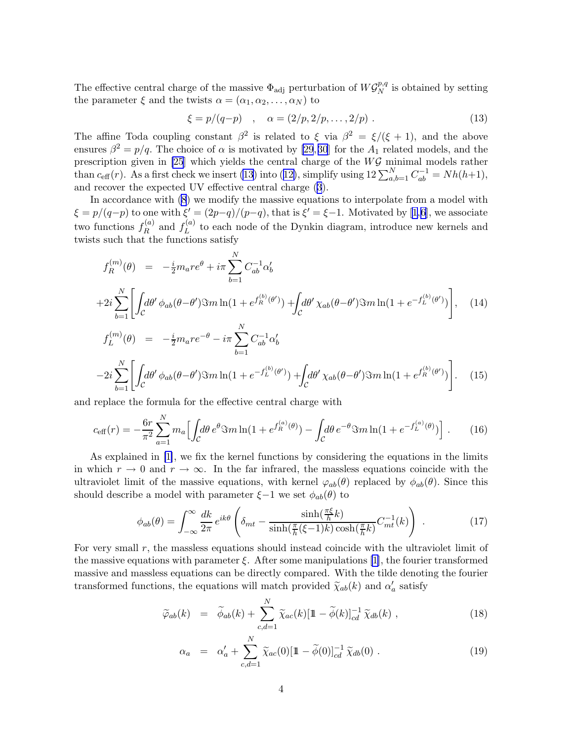The effective central charge of the massive $\Phi_{\rm adj}$ perturbation of $W\mathcal{G}_N^{p,q}$ is obtained by setting the parameter $\xi$ and the twists $\alpha = (\alpha_1, \alpha_2, \dots, \alpha_N)$ to

$$\xi = p/(q-p) \quad , \quad \alpha = (2/p, 2/p, \dots, 2/p) \ . \tag{13}$$

The affine Toda coupling constant $\beta^2$ is related to $\xi$ via $\beta^2 = \xi/(\xi+1)$, and the above ensures $\beta^2 = p/q$. The choice of $\alpha$ is motivated by [29,30] for the $A_1$ related models, and the prescription given in [25] which yields the central charge of the $W\mathcal{G}$ minimal models rather than $c_{\rm eff}(r)$. As a first check we insert (13) into (12), simplify using $12\sum_{a,b=1}^{N} C^{-1}_{ab} = Nh(h+1)$, and recover the expected UV effective central charge (3).

In accordance with (8) we modify the massive equations to interpolate from a model with $\xi = p/(q-p)$ to one with $\xi' = (2p-q)/(p-q)$, that is $\xi' = \xi - 1$. Motivated by [1,6], we associate two functions $f_R^{(a)}$ and $f_L^{(a)}$ to each node of the Dynkin diagram, introduce new kernels and twists such that the functions satisfy

$$\begin{aligned}
f_R^{(m)}(\theta) &= -\tfrac{i}{2} m_a r e^{\theta} + i\pi \sum_{b=1}^{N} C^{-1}_{ab}\alpha'_b \\
&+ 2i\sum_{b=1}^{N}\left[\int_{\mathcal{C}} d\theta'\, \phi_{ab}(\theta-\theta') \Im m \ln(1+e^{f_R^{(b)}(\theta')}) + \int_{\mathcal{C}} d\theta'\, \chi_{ab}(\theta-\theta') \Im m \ln(1+e^{-f_L^{(b)}(\theta')})\right],
\end{aligned} \tag{14}$$

$$\begin{aligned}
f_L^{(m)}(\theta) &= -\tfrac{i}{2} m_a r e^{-\theta} - i\pi \sum_{b=1}^{N} C^{-1}_{ab}\alpha'_b \\
&- 2i\sum_{b=1}^{N}\left[\int_{\mathcal{C}} d\theta'\, \phi_{ab}(\theta-\theta') \Im m \ln(1+e^{-f_L^{(b)}(\theta')}) + \int_{\mathcal{C}} d\theta'\, \chi_{ab}(\theta-\theta') \Im m \ln(1+e^{f_R^{(b)}(\theta')})\right].
\end{aligned} \tag{15}$$

and replace the formula for the effective central charge with

$$c_{\rm eff}(r) = -\frac{6r}{\pi^2}\sum_{a=1}^{N} m_a \Big[\int_{\mathcal{C}} d\theta\, e^{\theta} \Im m \ln(1+e^{f_R^{(a)}(\theta)}) - \int_{\mathcal{C}} d\theta\, e^{-\theta} \Im m \ln(1+e^{-f_L^{(a)}(\theta)})\Big] \ . \tag{16}$$

As explained in [1], we fix the kernel functions by considering the equations in the limits in which $r \to 0$ and $r \to \infty$. In the far infrared, the massless equations coincide with the ultraviolet limit of the massive equations, with kernel $\varphi_{ab}(\theta)$ replaced by $\phi_{ab}(\theta)$. Since this should describe a model with parameter $\xi - 1$ we set $\phi_{ab}(\theta)$ to

$$\phi_{ab}(\theta) = \int_{-\infty}^{\infty} \frac{dk}{2\pi}\, e^{ik\theta} \left(\delta_{mt} - \frac{\sinh(\frac{\pi\xi}{h}k)}{\sinh(\frac{\pi}{h}(\xi-1)k)\cosh(\frac{\pi}{h}k)} C^{-1}_{mt}(k)\right) \ . \tag{17}$$

For very small $r$, the massless equations should instead coincide with the ultraviolet limit of the massive equations with parameter $\xi$. After some manipulations [1], the fourier transformed massive and massless equations can be directly compared. With the tilde denoting the fourier transformed functions, the equations will match provided $\widetilde{\chi}_{ab}(k)$ and $\alpha'_a$ satisfy

$$\widetilde{\varphi}_{ab}(k) = \widetilde{\phi}_{ab}(k) + \sum_{c,d=1}^{N} \widetilde{\chi}_{ac}(k)[\mathbb{1} - \widetilde{\phi}(k)]^{-1}_{cd}\, \widetilde{\chi}_{db}(k) \ , \tag{18}$$

$$\alpha_a = \alpha'_a + \sum_{c,d=1}^{N} \widetilde{\chi}_{ac}(0)[\mathbb{1} - \widetilde{\phi}(0)]^{-1}_{cd}\, \widetilde{\chi}_{db}(0) \ . \tag{19}$$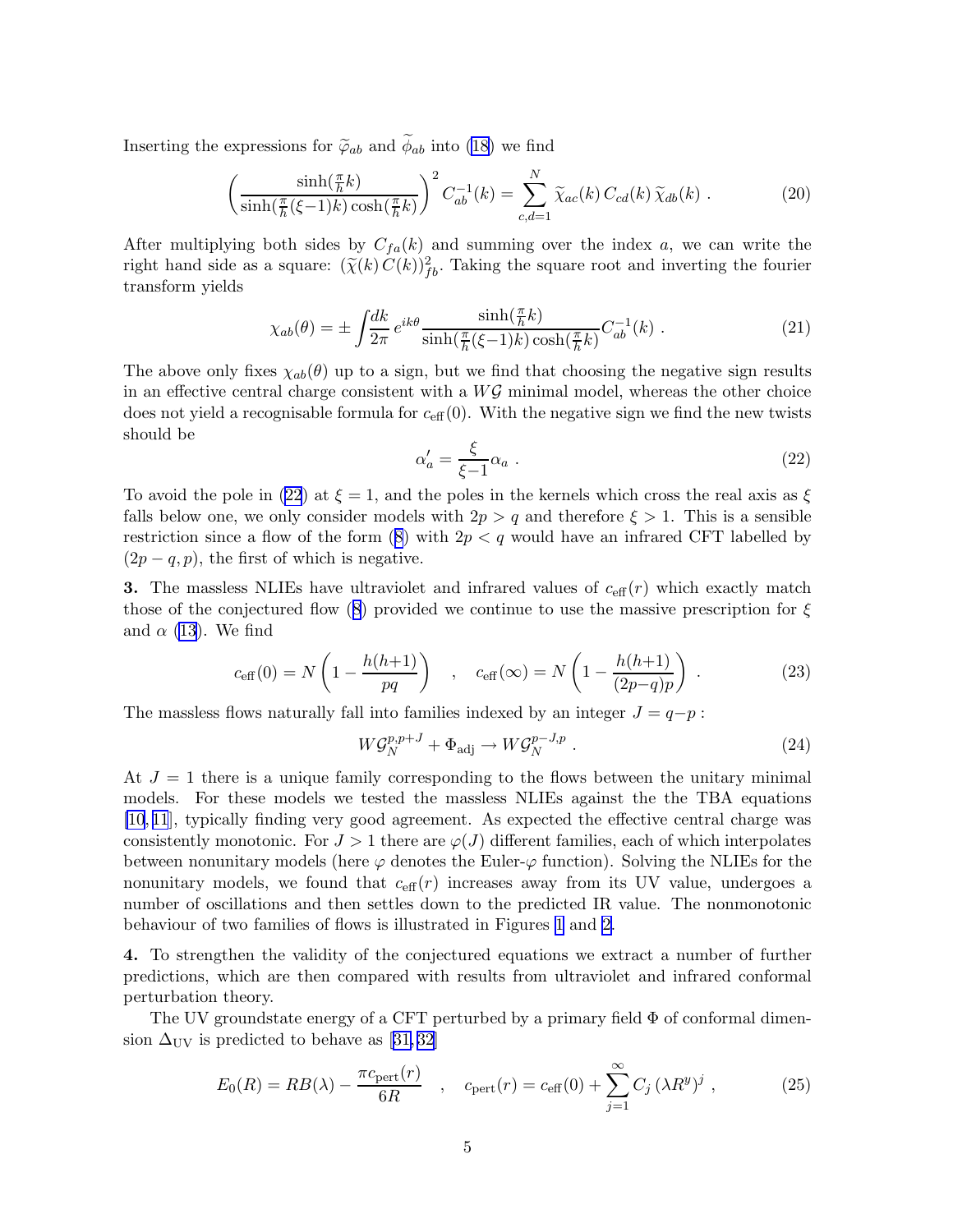Inserting the expressions for $\widetilde{\varphi}_{ab}$ and $\widetilde{\phi}_{ab}$ into (18) we find

$$\left(\frac{\sinh(\frac{\pi}{h}k)}{\sinh(\frac{\pi}{h}(\xi-1)k)\cosh(\frac{\pi}{h}k)}\right)^2 C^{-1}_{ab}(k) = \sum_{c,d=1}^{N} \widetilde{\chi}_{ac}(k)\, C_{cd}(k)\, \widetilde{\chi}_{db}(k) \ . \tag{20}$$

After multiplying both sides by $C_{fa}(k)$ and summing over the index $a$, we can write the right hand side as a square: $(\widetilde{\chi}(k)\,C(k))^2_{fb}$. Taking the square root and inverting the fourier transform yields

$$\chi_{ab}(\theta) = \pm \int \frac{dk}{2\pi}\, e^{ik\theta} \frac{\sinh(\frac{\pi}{h}k)}{\sinh(\frac{\pi}{h}(\xi-1)k)\cosh(\frac{\pi}{h}k)} C^{-1}_{ab}(k) \ . \tag{21}$$

The above only fixes $\chi_{ab}(\theta)$ up to a sign, but we find that choosing the negative sign results in an effective central charge consistent with a $W\mathcal{G}$ minimal model, whereas the other choice does not yield a recognisable formula for $c_{\rm eff}(0)$. With the negative sign we find the new twists should be

$$\alpha'_a = \frac{\xi}{\xi-1}\alpha_a \ . \tag{22}$$

To avoid the pole in (22) at $\xi=1$, and the poles in the kernels which cross the real axis as $\xi$ falls below one, we only consider models with $2p>q$ and therefore $\xi>1$. This is a sensible restriction since a flow of the form (8) with $2p<q$ would have an infrared CFT labelled by $(2p-q,p)$, the first of which is negative.

**3.** The massless NLIEs have ultraviolet and infrared values of $c_{\rm eff}(r)$ which exactly match those of the conjectured flow (8) provided we continue to use the massive prescription for $\xi$ and $\alpha$ (13). We find

$$c_{\rm eff}(0) = N\left(1-\frac{h(h+1)}{pq}\right) \quad , \quad c_{\rm eff}(\infty) = N\left(1-\frac{h(h+1)}{(2p-q)p}\right) \ . \tag{23}$$

The massless flows naturally fall into families indexed by an integer $J=q-p$ :

$$W\mathcal{G}_N^{p,p+J} + \Phi_{\rm adj} \rightarrow W\mathcal{G}_N^{p-J,p} \ . \tag{24}$$

At $J=1$ there is a unique family corresponding to the flows between the unitary minimal models. For these models we tested the massless NLIEs against the the TBA equations [10,11], typically finding very good agreement. As expected the effective central charge was consistently monotonic. For $J>1$ there are $\varphi(J)$ different families, each of which interpolates between nonunitary models (here $\varphi$ denotes the Euler-$\varphi$ function). Solving the NLIEs for the nonunitary models, we found that $c_{\rm eff}(r)$ increases away from its UV value, undergoes a number of oscillations and then settles down to the predicted IR value. The nonmonotonic behaviour of two families of flows is illustrated in Figures 1 and 2.

**4.** To strengthen the validity of the conjectured equations we extract a number of further predictions, which are then compared with results from ultraviolet and infrared conformal perturbation theory.

The UV groundstate energy of a CFT perturbed by a primary field $\Phi$ of conformal dimension $\Delta_{\rm UV}$ is predicted to behave as [31,32]

$$E_0(R) = RB(\lambda) - \frac{\pi c_{\rm pert}(r)}{6R} \quad , \quad c_{\rm pert}(r) = c_{\rm eff}(0) + \sum_{j=1}^{\infty} C_j\,(\lambda R^y)^j \ , \tag{25}$$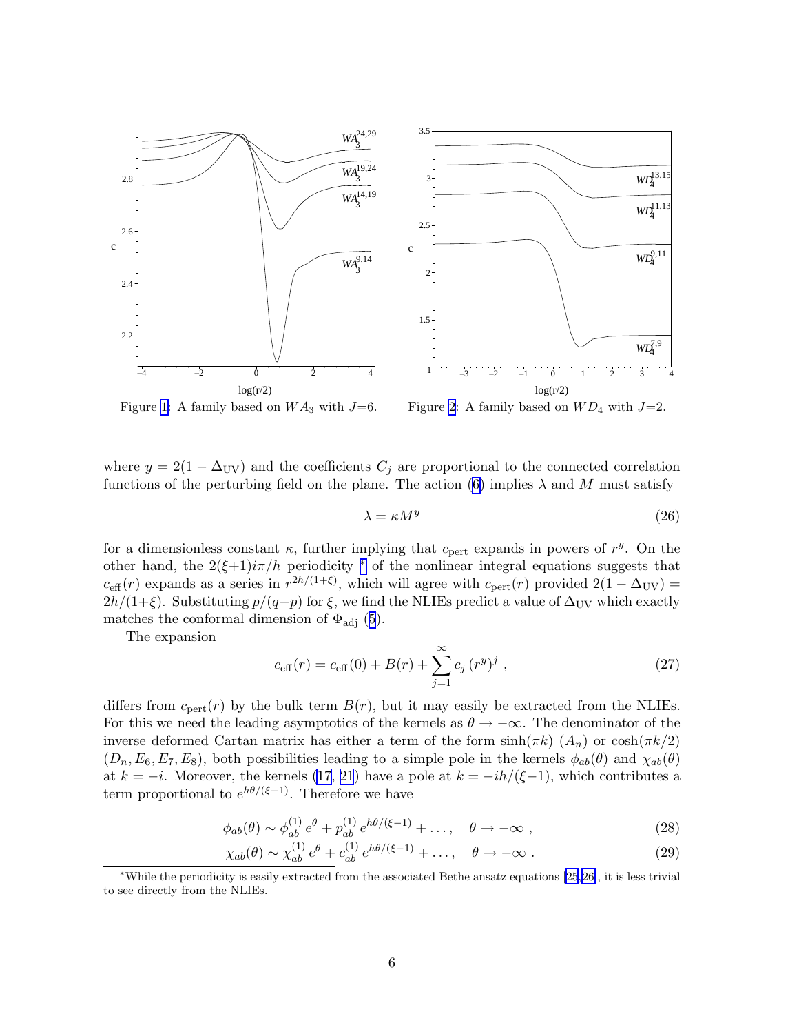Figure 1: A family based on $WA_3$ with $J$=6.

Figure 2: A family based on $WD_4$ with $J$=2.

where $y = 2(1-\Delta_{\rm UV})$ and the coefficients $C_j$ are proportional to the connected correlation functions of the perturbing field on the plane. The action (6) implies $\lambda$ and $M$ must satisfy

$$\lambda = \kappa M^y \tag{26}$$

for a dimensionless constant $\kappa$, further implying that $c_{\rm pert}$ expands in powers of $r^y$. On the other hand, the $2(\xi+1)i\pi/h$ periodicity * of the nonlinear integral equations suggests that $c_{\rm eff}(r)$ expands as a series in $r^{2h/(1+\xi)}$, which will agree with $c_{\rm pert}(r)$ provided $2(1-\Delta_{\rm UV}) = 2h/(1+\xi)$. Substituting $p/(q-p)$ for $\xi$, we find the NLIEs predict a value of $\Delta_{\rm UV}$ which exactly matches the conformal dimension of $\Phi_{\rm adj}$ (5).

The expansion

$$c_{\rm eff}(r) = c_{\rm eff}(0) + B(r) + \sum_{j=1}^{\infty} c_j\,(r^y)^j\ , \tag{27}$$

differs from $c_{\rm pert}(r)$ by the bulk term $B(r)$, but it may easily be extracted from the NLIEs. For this we need the leading asymptotics of the kernels as $\theta \to -\infty$. The denominator of the inverse deformed Cartan matrix has either a term of the form $\sinh(\pi k)$ $(A_n)$ or $\cosh(\pi k/2)$ $(D_n, E_6, E_7, E_8)$, both possibilities leading to a simple pole in the kernels $\phi_{ab}(\theta)$ and $\chi_{ab}(\theta)$ at $k=-i$. Moreover, the kernels (17, 21) have a pole at $k = -ih/(\xi-1)$, which contributes a term proportional to $e^{h\theta/(\xi-1)}$. Therefore we have

$$\phi_{ab}(\theta) \sim \phi_{ab}^{(1)}\, e^{\theta} + p_{ab}^{(1)}\, e^{h\theta/(\xi-1)} + \ldots\,, \quad \theta \to -\infty\ , \tag{28}$$

$$\chi_{ab}(\theta) \sim \chi_{ab}^{(1)}\, e^{\theta} + c_{ab}^{(1)}\, e^{h\theta/(\xi-1)} + \ldots\,, \quad \theta \to -\infty\ . \tag{29}$$

*While the periodicity is easily extracted from the associated Bethe ansatz equations [25,26], it is less trivial to see directly from the NLIEs.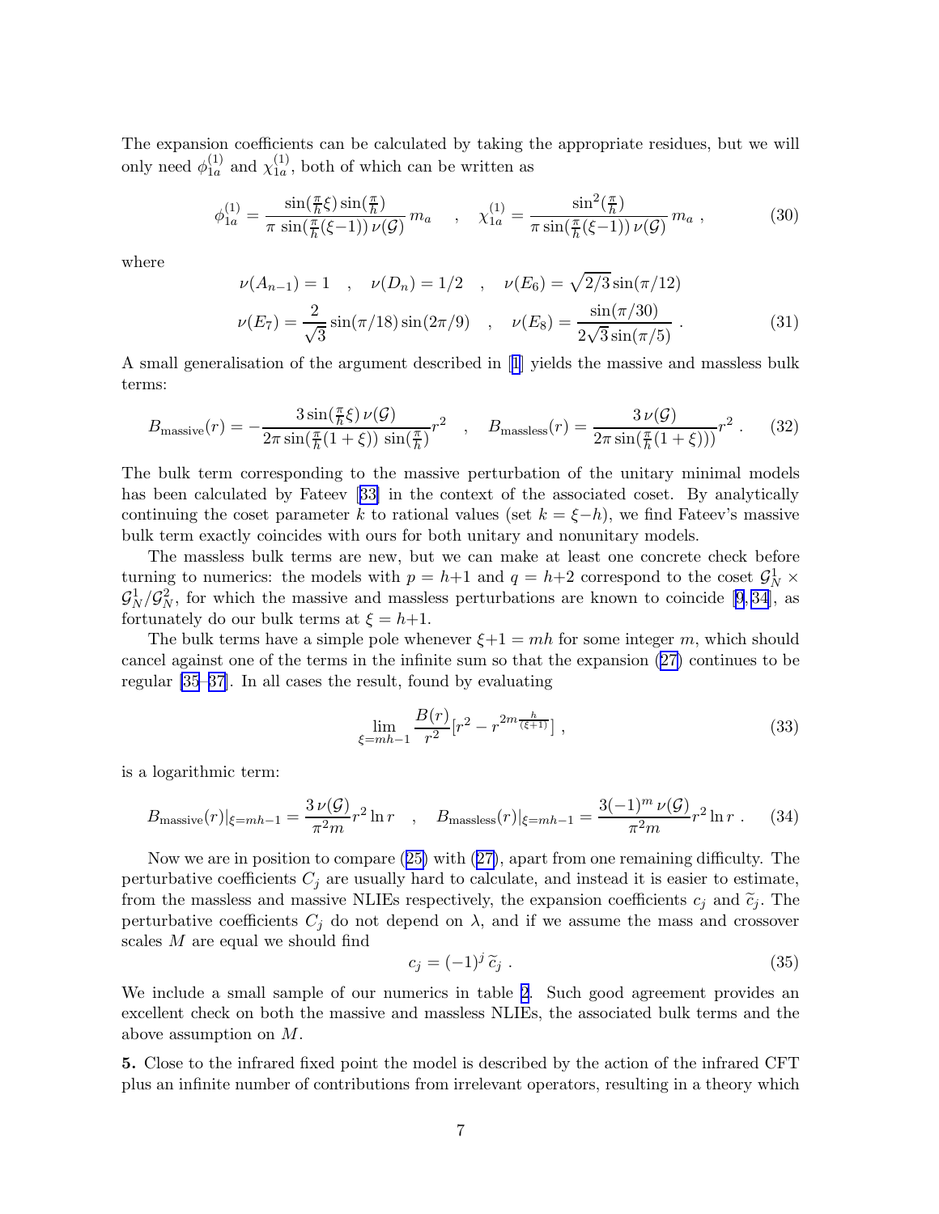The expansion coefficients can be calculated by taking the appropriate residues, but we will only need $\phi_{1a}^{(1)}$ and $\chi_{1a}^{(1)}$, both of which can be written as

$$\phi_{1a}^{(1)} = \frac{\sin(\frac{\pi}{h}\xi)\sin(\frac{\pi}{h})}{\pi\,\sin(\frac{\pi}{h}(\xi{-}1))\,\nu(\mathcal{G})}\,m_a \quad , \quad \chi_{1a}^{(1)} = \frac{\sin^2(\frac{\pi}{h})}{\pi\,\sin(\frac{\pi}{h}(\xi{-}1))\,\nu(\mathcal{G})}\,m_a \; , \tag{30}$$

where

$$\begin{aligned} &\nu(A_{n-1}) = 1 \quad , \quad \nu(D_n) = 1/2 \quad , \quad \nu(E_6) = \sqrt{2/3}\sin(\pi/12) \\ &\nu(E_7) = \frac{2}{\sqrt{3}}\sin(\pi/18)\sin(2\pi/9) \quad , \quad \nu(E_8) = \frac{\sin(\pi/30)}{2\sqrt{3}\sin(\pi/5)} \; . \end{aligned} \tag{31}$$

A small generalisation of the argument described in [1] yields the massive and massless bulk terms:

$$B_{\text{massive}}(r) = -\frac{3\sin(\frac{\pi}{h}\xi)\,\nu(\mathcal{G})}{2\pi\sin(\frac{\pi}{h}(1+\xi))\,\sin(\frac{\pi}{h})}r^2 \quad , \quad B_{\text{massless}}(r) = \frac{3\,\nu(\mathcal{G})}{2\pi\sin(\frac{\pi}{h}(1+\xi)))}r^2 \; . \tag{32}$$

The bulk term corresponding to the massive perturbation of the unitary minimal models has been calculated by Fateev [33] in the context of the associated coset. By analytically continuing the coset parameter $k$ to rational values (set $k = \xi{-}h$), we find Fateev's massive bulk term exactly coincides with ours for both unitary and nonunitary models.

The massless bulk terms are new, but we can make at least one concrete check before turning to numerics: the models with $p = h{+}1$ and $q = h{+}2$ correspond to the coset $\mathcal{G}_N^1 \times \mathcal{G}_N^1/\mathcal{G}_N^2$, for which the massive and massless perturbations are known to coincide [9,34], as fortunately do our bulk terms at $\xi = h{+}1$.

The bulk terms have a simple pole whenever $\xi{+}1 = mh$ for some integer $m$, which should cancel against one of the terms in the infinite sum so that the expansion (27) continues to be regular [35–37]. In all cases the result, found by evaluating

$$\lim_{\xi = mh-1} \frac{B(r)}{r^2}[r^2 - r^{2m\frac{h}{(\xi+1)}}] \; , \tag{33}$$

is a logarithmic term:

$$B_{\text{massive}}(r)|_{\xi=mh-1} = \frac{3\,\nu(\mathcal{G})}{\pi^2 m}r^2\ln r \quad , \quad B_{\text{massless}}(r)|_{\xi=mh-1} = \frac{3(-1)^m\,\nu(\mathcal{G})}{\pi^2 m}r^2\ln r \; . \tag{34}$$

Now we are in position to compare (25) with (27), apart from one remaining difficulty. The perturbative coefficients $C_j$ are usually hard to calculate, and instead it is easier to estimate, from the massless and massive NLIEs respectively, the expansion coefficients $c_j$ and $\widetilde{c}_j$. The perturbative coefficients $C_j$ do not depend on $\lambda$, and if we assume the mass and crossover scales $M$ are equal we should find

$$c_j = (-1)^j\,\widetilde{c}_j \; . \tag{35}$$

We include a small sample of our numerics in table 2. Such good agreement provides an excellent check on both the massive and massless NLIEs, the associated bulk terms and the above assumption on $M$.

**5.** Close to the infrared fixed point the model is described by the action of the infrared CFT plus an infinite number of contributions from irrelevant operators, resulting in a theory which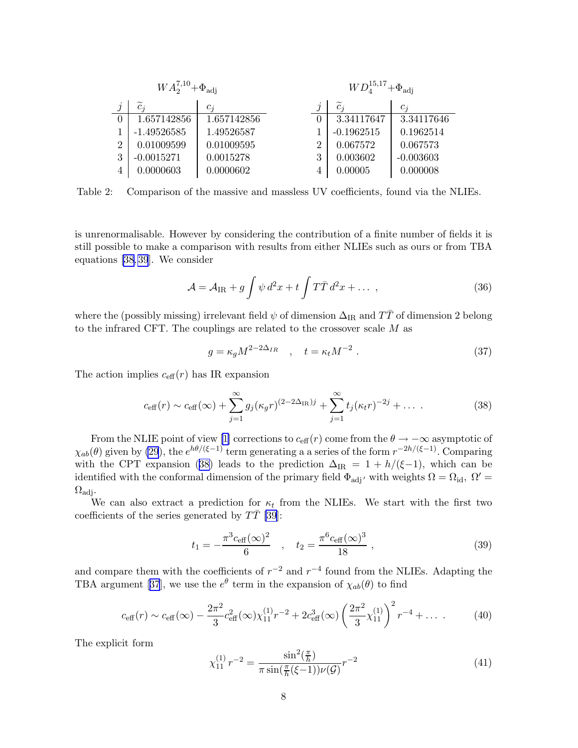| $WA_2^{7,10}$+$\Phi_{\text{adj}}$ | | | | $WD_4^{15,17}$+$\Phi_{\text{adj}}$ | | |
|---|---|---|---|---|---|---|
| $j$ | $\widetilde{c}_j$ | $c_j$ | | $j$ | $\widetilde{c}_j$ | $c_j$ |
| 0 | 1.657142856 | 1.657142856 | | 0 | 3.34117647 | 3.34117646 |
| 1 | -1.49526585 | 1.49526587 | | 1 | -0.1962515 | 0.1962514 |
| 2 | 0.01009599 | 0.01009595 | | 2 | 0.067572 | 0.067573 |
| 3 | -0.0015271 | 0.0015278 | | 3 | 0.003602 | -0.003603 |
| 4 | 0.0000603 | 0.0000602 | | 4 | 0.00005 | 0.000008 |

Table 2: Comparison of the massive and massless UV coefficients, found via the NLIEs.

is unrenormalisable. However by considering the contribution of a finite number of fields it is still possible to make a comparison with results from either NLIEs such as ours or from TBA equations [38,39]. We consider

$$\mathcal{A} = \mathcal{A}_{\text{IR}} + g \int \psi \, d^2x + t \int T\bar{T} \, d^2x + \dots \ , \tag{36}$$

where the (possibly missing) irrelevant field $\psi$ of dimension $\Delta_{\text{IR}}$ and $T\bar{T}$ of dimension 2 belong to the infrared CFT. The couplings are related to the crossover scale $M$ as

$$g = \kappa_g M^{2-2\Delta_{IR}} \quad , \quad t = \kappa_t M^{-2} \ . \tag{37}$$

The action implies $c_{\text{eff}}(r)$ has IR expansion

$$c_{\text{eff}}(r) \sim c_{\text{eff}}(\infty) + \sum_{j=1}^{\infty} g_j (\kappa_g r)^{(2-2\Delta_{\text{IR}})j} + \sum_{j=1}^{\infty} t_j (\kappa_t r)^{-2j} + \dots \ . \tag{38}$$

From the NLIE point of view [1] corrections to $c_{\text{eff}}(r)$ come from the $\theta \to -\infty$ asymptotic of $\chi_{ab}(\theta)$ given by (29), the $e^{h\theta/(\xi-1)}$ term generating a a series of the form $r^{-2h/(\xi-1)}$. Comparing with the CPT expansion (38) leads to the prediction $\Delta_{\text{IR}} = 1 + h/(\xi{-}1)$, which can be identified with the conformal dimension of the primary field $\Phi_{\text{adj}'}$ with weights $\Omega = \Omega_{\text{id}}$, $\Omega' = \Omega_{\text{adj}}$.

We can also extract a prediction for $\kappa_t$ from the NLIEs. We start with the first two coefficients of the series generated by $T\bar{T}$ [39]:

$$t_1 = -\frac{\pi^3 c_{\text{eff}}(\infty)^2}{6} \quad , \quad t_2 = \frac{\pi^6 c_{\text{eff}}(\infty)^3}{18} \ , \tag{39}$$

and compare them with the coefficients of $r^{-2}$ and $r^{-4}$ found from the NLIEs. Adapting the TBA argument [37], we use the $e^{\theta}$ term in the expansion of $\chi_{ab}(\theta)$ to find

$$c_{\text{eff}}(r) \sim c_{\text{eff}}(\infty) - \frac{2\pi^2}{3} c_{\text{eff}}^2(\infty) \chi_{11}^{(1)} r^{-2} + 2c_{\text{eff}}^3(\infty) \left( \frac{2\pi^2}{3} \chi_{11}^{(1)} \right)^2 r^{-4} + \dots \ . \tag{40}$$

The explicit form

$$\chi_{11}^{(1)} \, r^{-2} = \frac{\sin^2(\frac{\pi}{h})}{\pi \sin(\frac{\pi}{h}(\xi{-}1)) \nu(\mathcal{G})} r^{-2} \tag{41}$$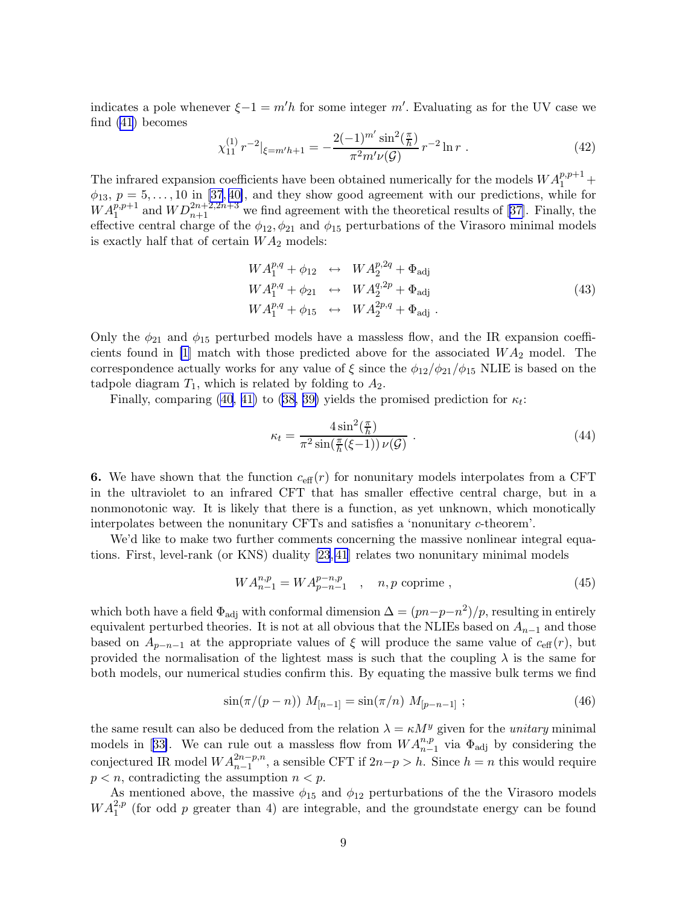indicates a pole whenever $\xi - 1 = m'h$ for some integer $m'$. Evaluating as for the UV case we find (41) becomes

$$\chi_{11}^{(1)} \, r^{-2}|_{\xi = m'h+1} = -\frac{2(-1)^{m'} \sin^2(\frac{\pi}{h})}{\pi^2 m' \nu(\mathcal{G})} \, r^{-2} \ln r \ . \tag{42}$$

The infrared expansion coefficients have been obtained numerically for the models $WA_1^{p,p+1} + \phi_{13}$, $p = 5, \ldots, 10$ in [37, 40], and they show good agreement with our predictions, while for $WA_1^{p,p+1}$ and $WD_{n+1}^{2n+2,2n+3}$ we find agreement with the theoretical results of [37]. Finally, the effective central charge of the $\phi_{12}, \phi_{21}$ and $\phi_{15}$ perturbations of the Virasoro minimal models is exactly half that of certain $WA_2$ models:

$$\begin{aligned} WA_1^{p,q} + \phi_{12} \quad &\leftrightarrow \quad WA_2^{p,2q} + \Phi_{\text{adj}} \\ WA_1^{p,q} + \phi_{21} \quad &\leftrightarrow \quad WA_2^{q,2p} + \Phi_{\text{adj}} \\ WA_1^{p,q} + \phi_{15} \quad &\leftrightarrow \quad WA_2^{2p,q} + \Phi_{\text{adj}} \ . \end{aligned} \tag{43}$$

Only the $\phi_{21}$ and $\phi_{15}$ perturbed models have a massless flow, and the IR expansion coefficients found in [1] match with those predicted above for the associated $WA_2$ model. The correspondence actually works for any value of $\xi$ since the $\phi_{12}/\phi_{21}/\phi_{15}$ NLIE is based on the tadpole diagram $T_1$, which is related by folding to $A_2$.

Finally, comparing (40, 41) to (38, 39) yields the promised prediction for $\kappa_t$:

$$\kappa_t = \frac{4\sin^2(\frac{\pi}{h})}{\pi^2 \sin(\frac{\pi}{h}(\xi-1)) \, \nu(\mathcal{G})} \ . \tag{44}$$

**6.** We have shown that the function $c_{\text{eff}}(r)$ for nonunitary models interpolates from a CFT in the ultraviolet to an infrared CFT that has smaller effective central charge, but in a nonmonotonic way. It is likely that there is a function, as yet unknown, which monotonically interpolates between the nonunitary CFTs and satisfies a 'nonunitary $c$-theorem'.

We'd like to make two further comments concerning the massive nonlinear integral equations. First, level-rank (or KNS) duality [23, 41] relates two nonunitary minimal models

$$WA_{n-1}^{n,p} = WA_{p-n-1}^{p-n,p} \quad , \quad n, p \text{ coprime} \ , \tag{45}$$

which both have a field $\Phi_{\text{adj}}$ with conformal dimension $\Delta = (pn - p - n^2)/p$, resulting in entirely equivalent perturbed theories. It is not at all obvious that the NLIEs based on $A_{n-1}$ and those based on $A_{p-n-1}$ at the appropriate values of $\xi$ will produce the same value of $c_{\text{eff}}(r)$, but provided the normalisation of the lightest mass is such that the coupling $\lambda$ is the same for both models, our numerical studies confirm this. By equating the massive bulk terms we find

$$\sin(\pi/(p-n)) \; M_{[n-1]} = \sin(\pi/n) \; M_{[p-n-1]} \ ; \tag{46}$$

the same result can also be deduced from the relation $\lambda = \kappa M^y$ given for the *unitary* minimal models in [33]. We can rule out a massless flow from $WA_{n-1}^{n,p}$ via $\Phi_{\text{adj}}$ by considering the conjectured IR model $WA_{n-1}^{2n-p,n}$, a sensible CFT if $2n - p > h$. Since $h = n$ this would require $p < n$, contradicting the assumption $n < p$.

As mentioned above, the massive $\phi_{15}$ and $\phi_{12}$ perturbations of the the Virasoro models $WA_1^{2,p}$ (for odd $p$ greater than 4) are integrable, and the groundstate energy can be found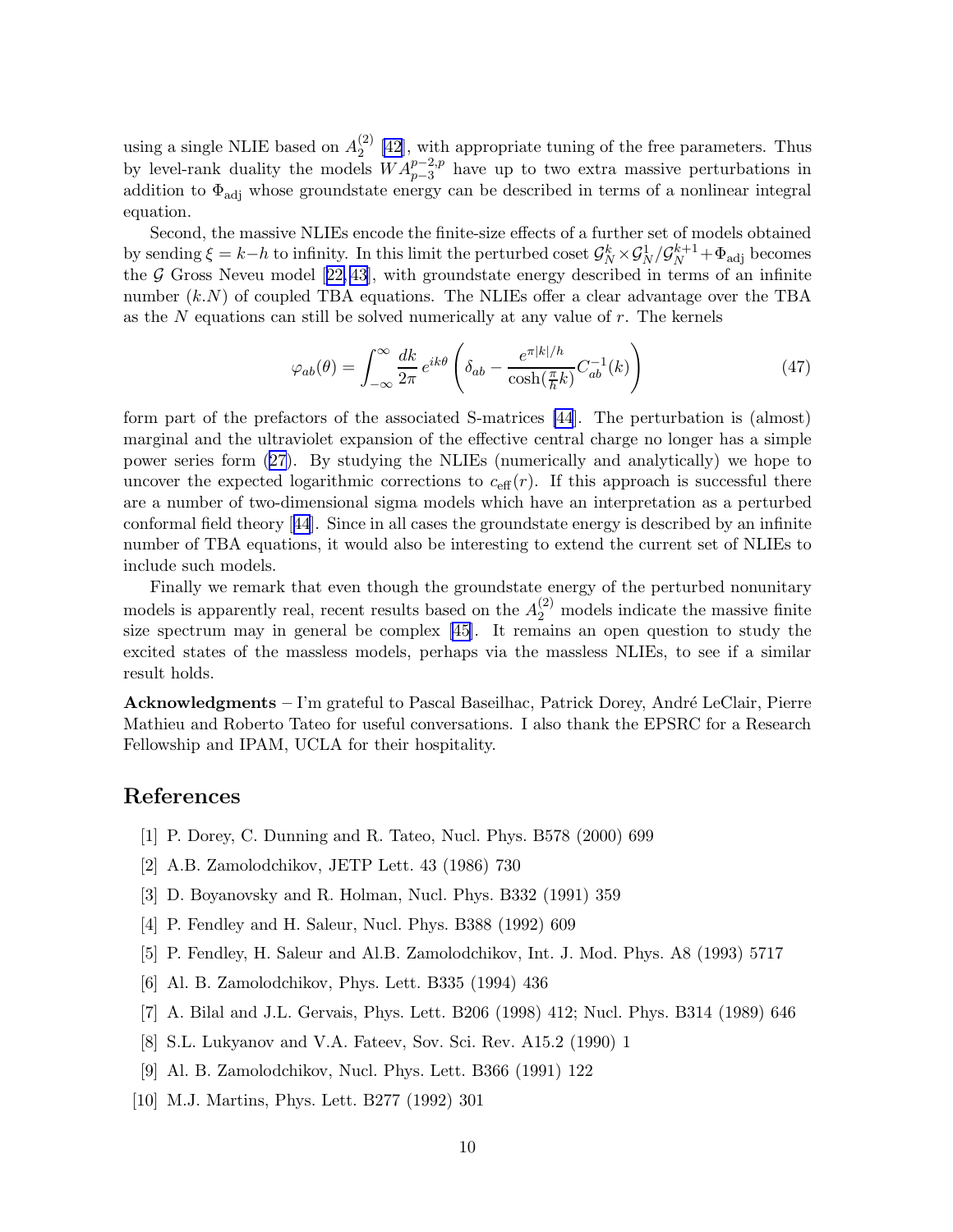using a single NLIE based on $A_2^{(2)}$ [42], with appropriate tuning of the free parameters. Thus by level-rank duality the models $WA_{p-3}^{p-2,p}$ have up to two extra massive perturbations in addition to $\Phi_{\rm adj}$ whose groundstate energy can be described in terms of a nonlinear integral equation.

Second, the massive NLIEs encode the finite-size effects of a further set of models obtained by sending $\xi = k-h$ to infinity. In this limit the perturbed coset $\mathcal{G}_N^k \times \mathcal{G}_N^1/\mathcal{G}_N^{k+1} + \Phi_{\rm adj}$ becomes the $\mathcal{G}$ Gross Neveu model [22, 43], with groundstate energy described in terms of an infinite number $(k.N)$ of coupled TBA equations. The NLIEs offer a clear advantage over the TBA as the $N$ equations can still be solved numerically at any value of $r$. The kernels

$$\varphi_{ab}(\theta) = \int_{-\infty}^{\infty} \frac{dk}{2\pi}\, e^{ik\theta} \left( \delta_{ab} - \frac{e^{\pi|k|/h}}{\cosh(\frac{\pi}{h}k)} C_{ab}^{-1}(k) \right) \tag{47}$$

form part of the prefactors of the associated S-matrices [44]. The perturbation is (almost) marginal and the ultraviolet expansion of the effective central charge no longer has a simple power series form (27). By studying the NLIEs (numerically and analytically) we hope to uncover the expected logarithmic corrections to $c_{\rm eff}(r)$. If this approach is successful there are a number of two-dimensional sigma models which have an interpretation as a perturbed conformal field theory [44]. Since in all cases the groundstate energy is described by an infinite number of TBA equations, it would also be interesting to extend the current set of NLIEs to include such models.

Finally we remark that even though the groundstate energy of the perturbed nonunitary models is apparently real, recent results based on the $A_2^{(2)}$ models indicate the massive finite size spectrum may in general be complex [45]. It remains an open question to study the excited states of the massless models, perhaps via the massless NLIEs, to see if a similar result holds.

**Acknowledgments** – I'm grateful to Pascal Baseilhac, Patrick Dorey, André LeClair, Pierre Mathieu and Roberto Tateo for useful conversations. I also thank the EPSRC for a Research Fellowship and IPAM, UCLA for their hospitality.

## References

[1] P. Dorey, C. Dunning and R. Tateo, Nucl. Phys. B578 (2000) 699

[2] A.B. Zamolodchikov, JETP Lett. 43 (1986) 730

[3] D. Boyanovsky and R. Holman, Nucl. Phys. B332 (1991) 359

[4] P. Fendley and H. Saleur, Nucl. Phys. B388 (1992) 609

[5] P. Fendley, H. Saleur and Al.B. Zamolodchikov, Int. J. Mod. Phys. A8 (1993) 5717

[6] Al. B. Zamolodchikov, Phys. Lett. B335 (1994) 436

[7] A. Bilal and J.L. Gervais, Phys. Lett. B206 (1998) 412; Nucl. Phys. B314 (1989) 646

[8] S.L. Lukyanov and V.A. Fateev, Sov. Sci. Rev. A15.2 (1990) 1

[9] Al. B. Zamolodchikov, Nucl. Phys. Lett. B366 (1991) 122

[10] M.J. Martins, Phys. Lett. B277 (1992) 301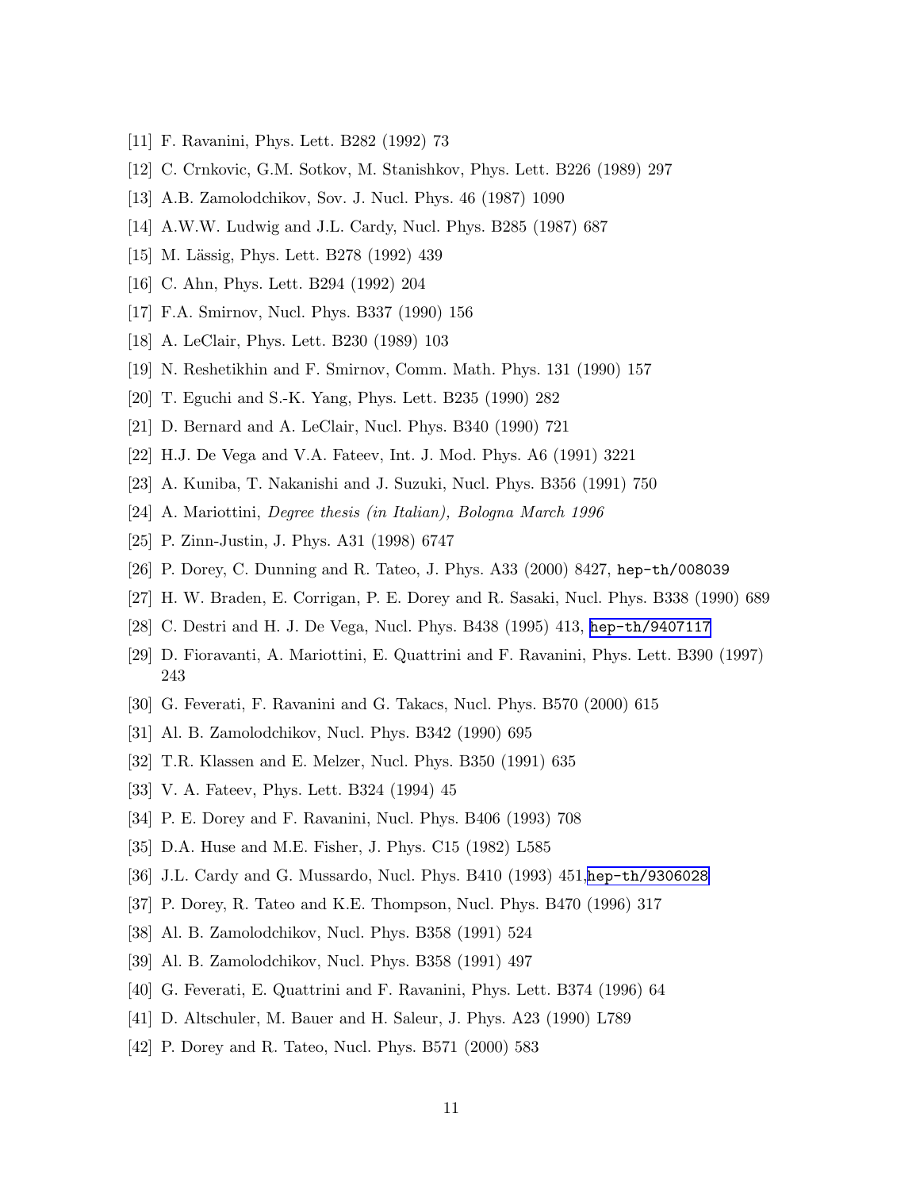[11] F. Ravanini, Phys. Lett. B282 (1992) 73

[12] C. Crnkovic, G.M. Sotkov, M. Stanishkov, Phys. Lett. B226 (1989) 297

[13] A.B. Zamolodchikov, Sov. J. Nucl. Phys. 46 (1987) 1090

[14] A.W.W. Ludwig and J.L. Cardy, Nucl. Phys. B285 (1987) 687

[15] M. Lässig, Phys. Lett. B278 (1992) 439

[16] C. Ahn, Phys. Lett. B294 (1992) 204

[17] F.A. Smirnov, Nucl. Phys. B337 (1990) 156

[18] A. LeClair, Phys. Lett. B230 (1989) 103

[19] N. Reshetikhin and F. Smirnov, Comm. Math. Phys. 131 (1990) 157

[20] T. Eguchi and S.-K. Yang, Phys. Lett. B235 (1990) 282

[21] D. Bernard and A. LeClair, Nucl. Phys. B340 (1990) 721

[22] H.J. De Vega and V.A. Fateev, Int. J. Mod. Phys. A6 (1991) 3221

[23] A. Kuniba, T. Nakanishi and J. Suzuki, Nucl. Phys. B356 (1991) 750

[24] A. Mariottini, *Degree thesis (in Italian), Bologna March 1996*

[25] P. Zinn-Justin, J. Phys. A31 (1998) 6747

[26] P. Dorey, C. Dunning and R. Tateo, J. Phys. A33 (2000) 8427, hep-th/008039

[27] H. W. Braden, E. Corrigan, P. E. Dorey and R. Sasaki, Nucl. Phys. B338 (1990) 689

[28] C. Destri and H. J. De Vega, Nucl. Phys. B438 (1995) 413, hep-th/9407117

[29] D. Fioravanti, A. Mariottini, E. Quattrini and F. Ravanini, Phys. Lett. B390 (1997) 243

[30] G. Feverati, F. Ravanini and G. Takacs, Nucl. Phys. B570 (2000) 615

[31] Al. B. Zamolodchikov, Nucl. Phys. B342 (1990) 695

[32] T.R. Klassen and E. Melzer, Nucl. Phys. B350 (1991) 635

[33] V. A. Fateev, Phys. Lett. B324 (1994) 45

[34] P. E. Dorey and F. Ravanini, Nucl. Phys. B406 (1993) 708

[35] D.A. Huse and M.E. Fisher, J. Phys. C15 (1982) L585

[36] J.L. Cardy and G. Mussardo, Nucl. Phys. B410 (1993) 451, hep-th/9306028

[37] P. Dorey, R. Tateo and K.E. Thompson, Nucl. Phys. B470 (1996) 317

[38] Al. B. Zamolodchikov, Nucl. Phys. B358 (1991) 524

[39] Al. B. Zamolodchikov, Nucl. Phys. B358 (1991) 497

[40] G. Feverati, E. Quattrini and F. Ravanini, Phys. Lett. B374 (1996) 64

[41] D. Altschuler, M. Bauer and H. Saleur, J. Phys. A23 (1990) L789

[42] P. Dorey and R. Tateo, Nucl. Phys. B571 (2000) 583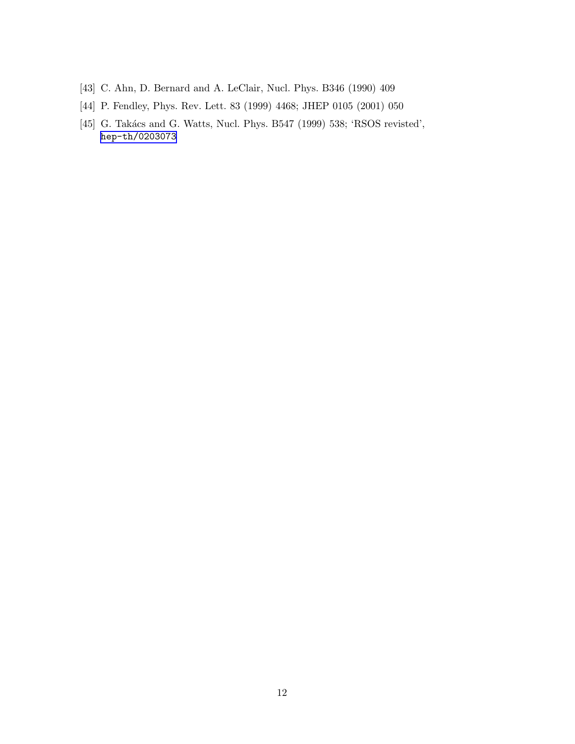[43] C. Ahn, D. Bernard and A. LeClair, Nucl. Phys. B346 (1990) 409

[44] P. Fendley, Phys. Rev. Lett. 83 (1999) 4468; JHEP 0105 (2001) 050

[45] G. Takács and G. Watts, Nucl. Phys. B547 (1999) 538; 'RSOS revisted', hep-th/0203073